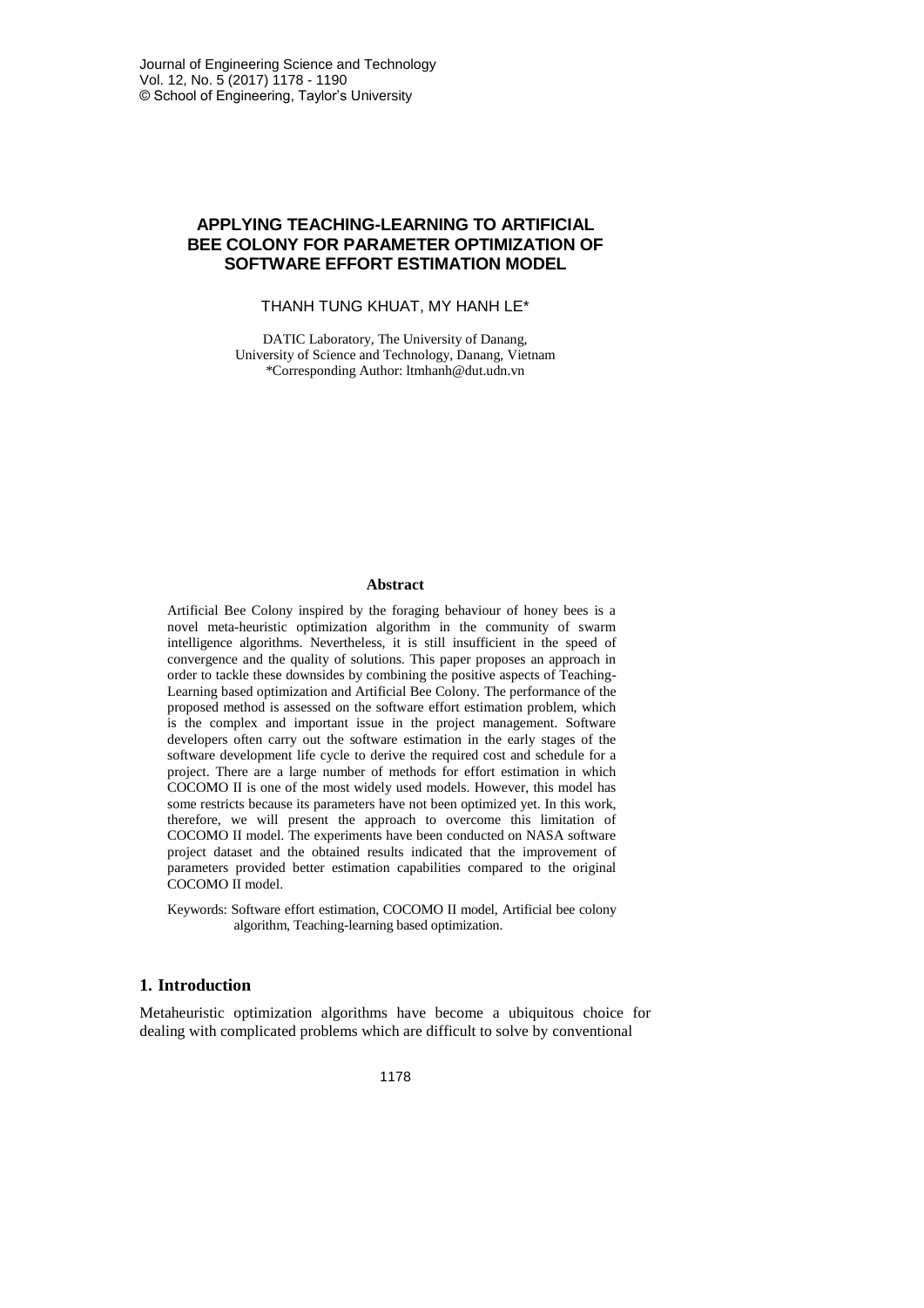# APPLYING TEACHING-LEARNING TO ARTIFICIAL BEE COLONY FOR PARAMETER OPTIMIZATION OF SOFTWARE EFFORT ESTIMATION MODEL

THANH TUNG KHUAT, MY HANH LE*

DATIC Laboratory, The University of Danang,
University of Science and Technology, Danang, Vietnam
*Corresponding Author: ltmhanh@dut.udn.vn

### Abstract

Artificial Bee Colony inspired by the foraging behaviour of honey bees is a novel meta-heuristic optimization algorithm in the community of swarm intelligence algorithms. Nevertheless, it is still insufficient in the speed of convergence and the quality of solutions. This paper proposes an approach in order to tackle these downsides by combining the positive aspects of Teaching-Learning based optimization and Artificial Bee Colony. The performance of the proposed method is assessed on the software effort estimation problem, which is the complex and important issue in the project management. Software developers often carry out the software estimation in the early stages of the software development life cycle to derive the required cost and schedule for a project. There are a large number of methods for effort estimation in which COCOMO II is one of the most widely used models. However, this model has some restricts because its parameters have not been optimized yet. In this work, therefore, we will present the approach to overcome this limitation of COCOMO II model. The experiments have been conducted on NASA software project dataset and the obtained results indicated that the improvement of parameters provided better estimation capabilities compared to the original COCOMO II model.

Keywords: Software effort estimation, COCOMO II model, Artificial bee colony algorithm, Teaching-learning based optimization.

## 1. Introduction

Metaheuristic optimization algorithms have become a ubiquitous choice for dealing with complicated problems which are difficult to solve by conventional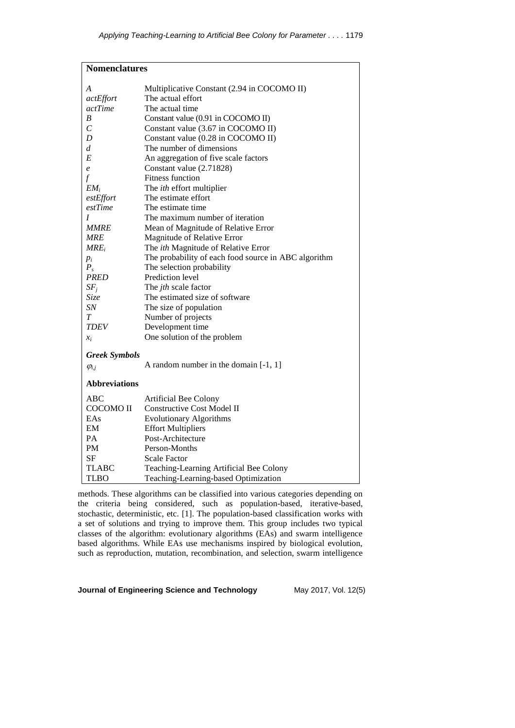## Nomenclatures

| | |
|---|---|
| $A$ | Multiplicative Constant (2.94 in COCOMO II) |
| $actEffort$ | The actual effort |
| $actTime$ | The actual time |
| $B$ | Constant value (0.91 in COCOMO II) |
| $C$ | Constant value (3.67 in COCOMO II) |
| $D$ | Constant value (0.28 in COCOMO II) |
| $d$ | The number of dimensions |
| $E$ | An aggregation of five scale factors |
| $e$ | Constant value (2.71828) |
| $f$ | Fitness function |
| $EM_i$ | The *ith* effort multiplier |
| $estEffort$ | The estimate effort |
| $estTime$ | The estimate time |
| $I$ | The maximum number of iteration |
| $MMRE$ | Mean of Magnitude of Relative Error |
| $MRE$ | Magnitude of Relative Error |
| $MRE_i$ | The *ith* Magnitude of Relative Error |
| $p_i$ | The probability of each food source in ABC algorithm |
| $P_s$ | The selection probability |
| $PRED$ | Prediction level |
| $SF_j$ | The *jth* scale factor |
| $Size$ | The estimated size of software |
| $SN$ | The size of population |
| $T$ | Number of projects |
| $TDEV$ | Development time |
| $x_i$ | One solution of the problem |

### *Greek Symbols*

| | |
|---|---|
| $\varphi_{i,j}$ | A random number in the domain [-1, 1] |

### Abbreviations

| | |
|---|---|
| ABC | Artificial Bee Colony |
| COCOMO II | Constructive Cost Model II |
| EAs | Evolutionary Algorithms |
| EM | Effort Multipliers |
| PA | Post-Architecture |
| PM | Person-Months |
| SF | Scale Factor |
| TLABC | Teaching-Learning Artificial Bee Colony |
| TLBO | Teaching-Learning-based Optimization |

methods. These algorithms can be classified into various categories depending on the criteria being considered, such as population-based, iterative-based, stochastic, deterministic, etc. [1]. The population-based classification works with a set of solutions and trying to improve them. This group includes two typical classes of the algorithm: evolutionary algorithms (EAs) and swarm intelligence based algorithms. While EAs use mechanisms inspired by biological evolution, such as reproduction, mutation, recombination, and selection, swarm intelligence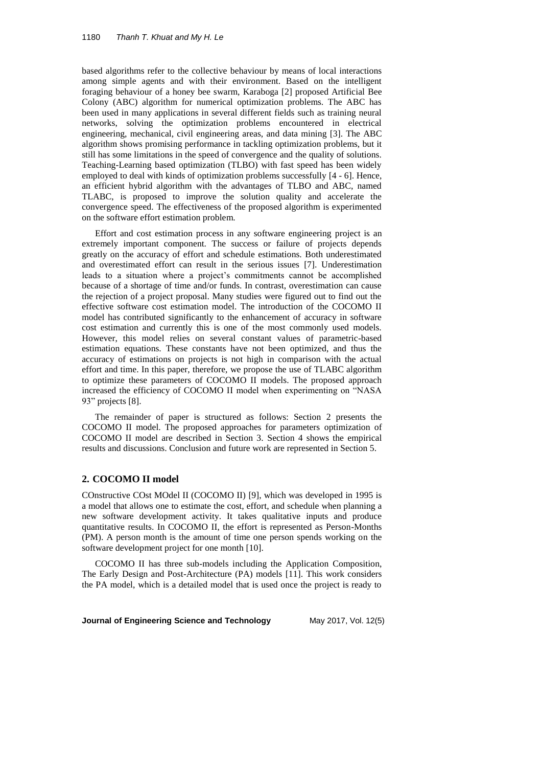based algorithms refer to the collective behaviour by means of local interactions among simple agents and with their environment. Based on the intelligent foraging behaviour of a honey bee swarm, Karaboga [2] proposed Artificial Bee Colony (ABC) algorithm for numerical optimization problems. The ABC has been used in many applications in several different fields such as training neural networks, solving the optimization problems encountered in electrical engineering, mechanical, civil engineering areas, and data mining [3]. The ABC algorithm shows promising performance in tackling optimization problems, but it still has some limitations in the speed of convergence and the quality of solutions. Teaching-Learning based optimization (TLBO) with fast speed has been widely employed to deal with kinds of optimization problems successfully [4 - 6]. Hence, an efficient hybrid algorithm with the advantages of TLBO and ABC, named TLABC, is proposed to improve the solution quality and accelerate the convergence speed. The effectiveness of the proposed algorithm is experimented on the software effort estimation problem.

Effort and cost estimation process in any software engineering project is an extremely important component. The success or failure of projects depends greatly on the accuracy of effort and schedule estimations. Both underestimated and overestimated effort can result in the serious issues [7]. Underestimation leads to a situation where a project's commitments cannot be accomplished because of a shortage of time and/or funds. In contrast, overestimation can cause the rejection of a project proposal. Many studies were figured out to find out the effective software cost estimation model. The introduction of the COCOMO II model has contributed significantly to the enhancement of accuracy in software cost estimation and currently this is one of the most commonly used models. However, this model relies on several constant values of parametric-based estimation equations. These constants have not been optimized, and thus the accuracy of estimations on projects is not high in comparison with the actual effort and time. In this paper, therefore, we propose the use of TLABC algorithm to optimize these parameters of COCOMO II models. The proposed approach increased the efficiency of COCOMO II model when experimenting on "NASA 93" projects [8].

The remainder of paper is structured as follows: Section 2 presents the COCOMO II model. The proposed approaches for parameters optimization of COCOMO II model are described in Section 3. Section 4 shows the empirical results and discussions. Conclusion and future work are represented in Section 5.

## 2. COCOMO II model

COnstructive COst MOdel II (COCOMO II) [9], which was developed in 1995 is a model that allows one to estimate the cost, effort, and schedule when planning a new software development activity. It takes qualitative inputs and produce quantitative results. In COCOMO II, the effort is represented as Person-Months (PM). A person month is the amount of time one person spends working on the software development project for one month [10].

COCOMO II has three sub-models including the Application Composition, The Early Design and Post-Architecture (PA) models [11]. This work considers the PA model, which is a detailed model that is used once the project is ready to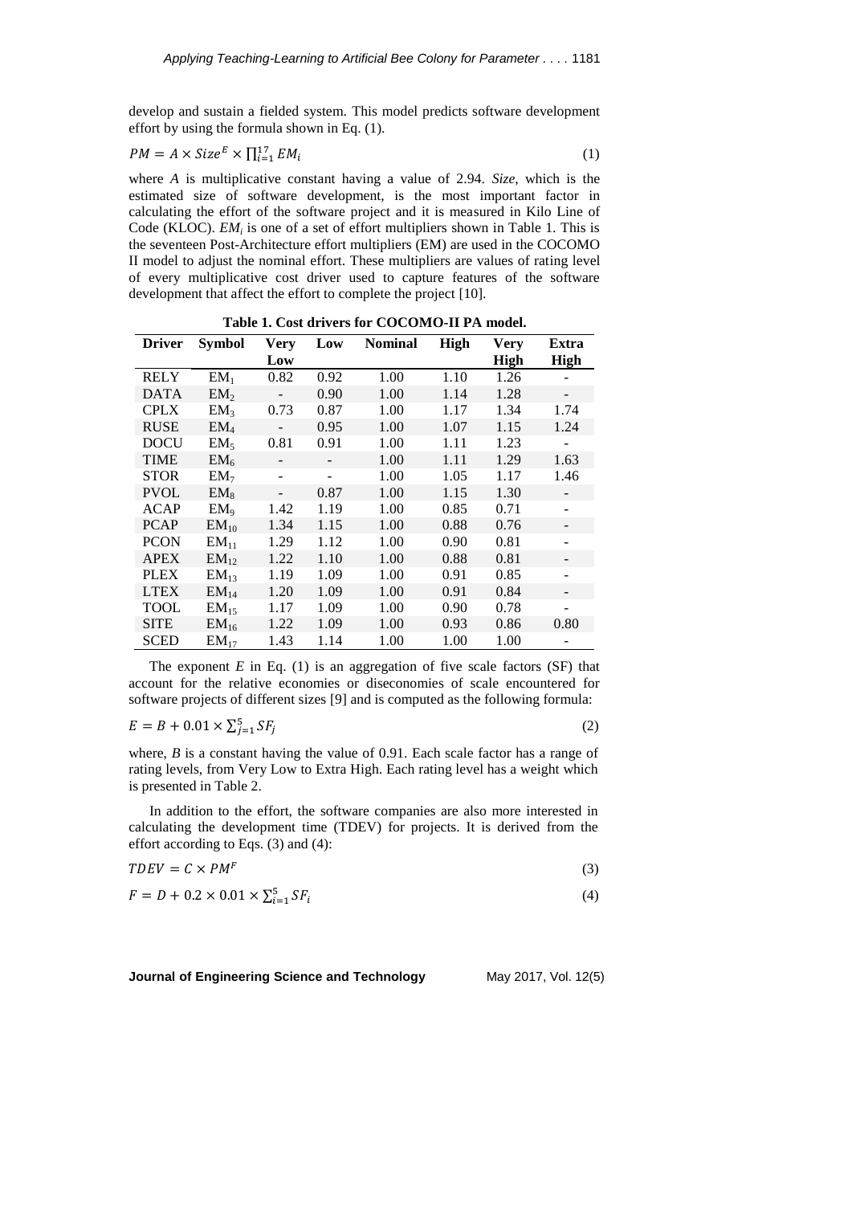develop and sustain a fielded system. This model predicts software development effort by using the formula shown in Eq. (1).

$$PM = A \times Size^{E} \times \prod_{i=1}^{17} EM_i \tag{1}$$

where *A* is multiplicative constant having a value of 2.94. *Size*, which is the estimated size of software development, is the most important factor in calculating the effort of the software project and it is measured in Kilo Line of Code (KLOC). $EM_i$ is one of a set of effort multipliers shown in Table 1. This is the seventeen Post-Architecture effort multipliers (EM) are used in the COCOMO II model to adjust the nominal effort. These multipliers are values of rating level of every multiplicative cost driver used to capture features of the software development that affect the effort to complete the project [10].

**Table 1. Cost drivers for COCOMO-II PA model.**

| Driver | Symbol | Very Low | Low | Nominal | High | Very High | Extra High |
|---|---|---|---|---|---|---|---|
| RELY | $EM_1$ | 0.82 | 0.92 | 1.00 | 1.10 | 1.26 | - |
| DATA | $EM_2$ | - | 0.90 | 1.00 | 1.14 | 1.28 | - |
| CPLX | $EM_3$ | 0.73 | 0.87 | 1.00 | 1.17 | 1.34 | 1.74 |
| RUSE | $EM_4$ | - | 0.95 | 1.00 | 1.07 | 1.15 | 1.24 |
| DOCU | $EM_5$ | 0.81 | 0.91 | 1.00 | 1.11 | 1.23 | - |
| TIME | $EM_6$ | - | - | 1.00 | 1.11 | 1.29 | 1.63 |
| STOR | $EM_7$ | - | - | 1.00 | 1.05 | 1.17 | 1.46 |
| PVOL | $EM_8$ | - | 0.87 | 1.00 | 1.15 | 1.30 | - |
| ACAP | $EM_9$ | 1.42 | 1.19 | 1.00 | 0.85 | 0.71 | - |
| PCAP | $EM_{10}$ | 1.34 | 1.15 | 1.00 | 0.88 | 0.76 | - |
| PCON | $EM_{11}$ | 1.29 | 1.12 | 1.00 | 0.90 | 0.81 | - |
| APEX | $EM_{12}$ | 1.22 | 1.10 | 1.00 | 0.88 | 0.81 | - |
| PLEX | $EM_{13}$ | 1.19 | 1.09 | 1.00 | 0.91 | 0.85 | - |
| LTEX | $EM_{14}$ | 1.20 | 1.09 | 1.00 | 0.91 | 0.84 | - |
| TOOL | $EM_{15}$ | 1.17 | 1.09 | 1.00 | 0.90 | 0.78 | - |
| SITE | $EM_{16}$ | 1.22 | 1.09 | 1.00 | 0.93 | 0.86 | 0.80 |
| SCED | $EM_{17}$ | 1.43 | 1.14 | 1.00 | 1.00 | 1.00 | - |

The exponent *E* in Eq. (1) is an aggregation of five scale factors (SF) that account for the relative economies or diseconomies of scale encountered for software projects of different sizes [9] and is computed as the following formula:

$$E = B + 0.01 \times \sum_{j=1}^{5} SF_j \tag{2}$$

where, *B* is a constant having the value of 0.91. Each scale factor has a range of rating levels, from Very Low to Extra High. Each rating level has a weight which is presented in Table 2.

In addition to the effort, the software companies are also more interested in calculating the development time (TDEV) for projects. It is derived from the effort according to Eqs. (3) and (4):

$$TDEV = C \times PM^{F} \tag{3}$$

$$F = D + 0.2 \times 0.01 \times \sum_{i=1}^{5} SF_i \tag{4}$$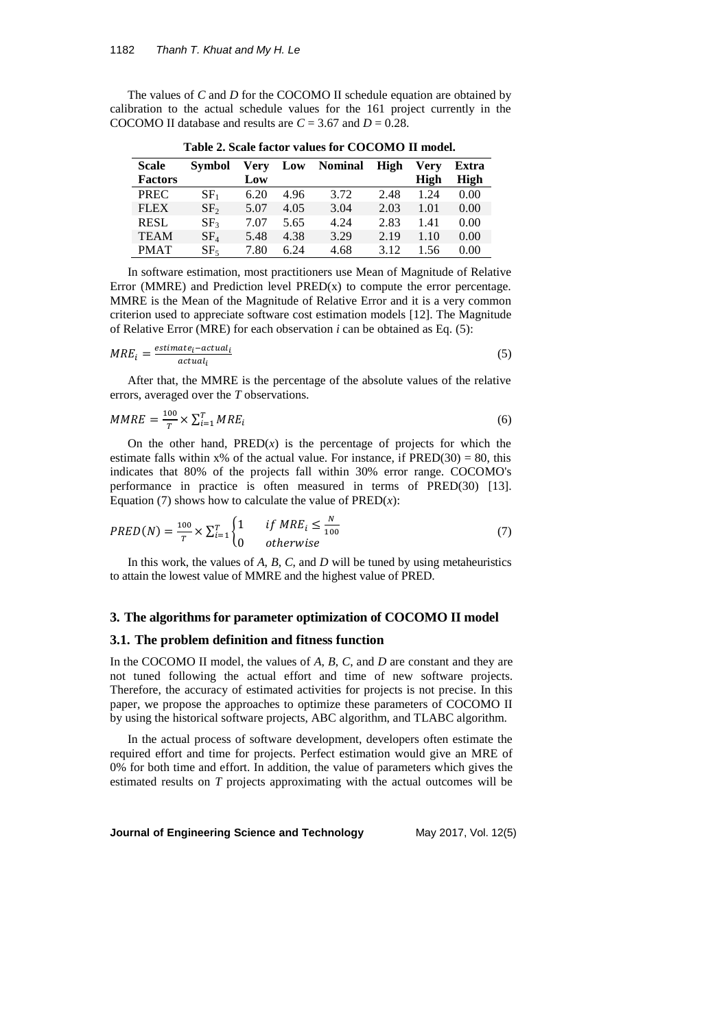The values of *C* and *D* for the COCOMO II schedule equation are obtained by calibration to the actual schedule values for the 161 project currently in the COCOMO II database and results are $C = 3.67$ and $D = 0.28$.

**Table 2. Scale factor values for COCOMO II model.**

| Scale Factors | Symbol | Very Low | Low | Nominal | High | Very High | Extra High |
|---|---|---|---|---|---|---|---|
| PREC | $SF_1$ | 6.20 | 4.96 | 3.72 | 2.48 | 1.24 | 0.00 |
| FLEX | $SF_2$ | 5.07 | 4.05 | 3.04 | 2.03 | 1.01 | 0.00 |
| RESL | $SF_3$ | 7.07 | 5.65 | 4.24 | 2.83 | 1.41 | 0.00 |
| TEAM | $SF_4$ | 5.48 | 4.38 | 3.29 | 2.19 | 1.10 | 0.00 |
| PMAT | $SF_5$ | 7.80 | 6.24 | 4.68 | 3.12 | 1.56 | 0.00 |

In software estimation, most practitioners use Mean of Magnitude of Relative Error (MMRE) and Prediction level PRED(x) to compute the error percentage. MMRE is the Mean of the Magnitude of Relative Error and it is a very common criterion used to appreciate software cost estimation models [12]. The Magnitude of Relative Error (MRE) for each observation *i* can be obtained as Eq. (5):

$$MRE_i = \frac{estimate_i - actual_i}{actual_i} \tag{5}$$

After that, the MMRE is the percentage of the absolute values of the relative errors, averaged over the *T* observations.

$$MMRE = \frac{100}{T} \times \sum_{i=1}^{T} MRE_i \tag{6}$$

On the other hand, PRED($x$) is the percentage of projects for which the estimate falls within x% of the actual value. For instance, if PRED(30) = 80, this indicates that 80% of the projects fall within 30% error range. COCOMO's performance in practice is often measured in terms of PRED(30) [13]. Equation (7) shows how to calculate the value of PRED($x$):

$$PRED(N) = \frac{100}{T} \times \sum_{i=1}^{T} \begin{cases} 1 & if\ MRE_i \leq \frac{N}{100} \\ 0 & otherwise \end{cases} \tag{7}$$

In this work, the values of *A*, *B*, *C*, and *D* will be tuned by using metaheuristics to attain the lowest value of MMRE and the highest value of PRED.

## 3. The algorithms for parameter optimization of COCOMO II model

### 3.1. The problem definition and fitness function

In the COCOMO II model, the values of *A*, *B*, *C*, and *D* are constant and they are not tuned following the actual effort and time of new software projects. Therefore, the accuracy of estimated activities for projects is not precise. In this paper, we propose the approaches to optimize these parameters of COCOMO II by using the historical software projects, ABC algorithm, and TLABC algorithm.

In the actual process of software development, developers often estimate the required effort and time for projects. Perfect estimation would give an MRE of 0% for both time and effort. In addition, the value of parameters which gives the estimated results on *T* projects approximating with the actual outcomes will be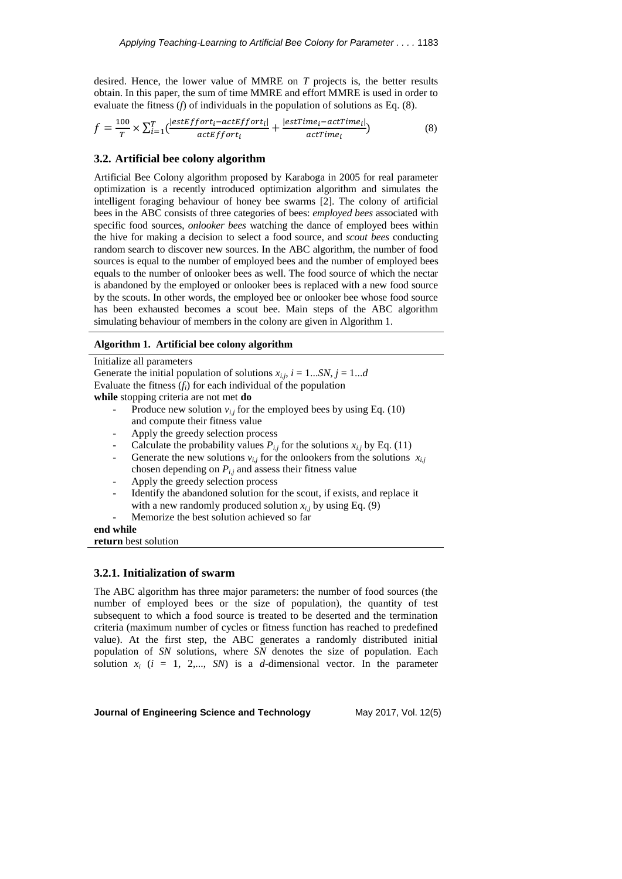desired. Hence, the lower value of MMRE on *T* projects is, the better results obtain. In this paper, the sum of time MMRE and effort MMRE is used in order to evaluate the fitness (*f*) of individuals in the population of solutions as Eq. (8).

$$f = \frac{100}{T} \times \sum_{i=1}^{T} \left( \frac{|estEffort_i - actEffort_i|}{actEffort_i} + \frac{|estTime_i - actTime_i|}{actTime_i} \right) \tag{8}$$

### 3.2. Artificial bee colony algorithm

Artificial Bee Colony algorithm proposed by Karaboga in 2005 for real parameter optimization is a recently introduced optimization algorithm and simulates the intelligent foraging behaviour of honey bee swarms [2]. The colony of artificial bees in the ABC consists of three categories of bees: *employed bees* associated with specific food sources, *onlooker bees* watching the dance of employed bees within the hive for making a decision to select a food source, and *scout bees* conducting random search to discover new sources. In the ABC algorithm, the number of food sources is equal to the number of employed bees and the number of employed bees equals to the number of onlooker bees as well. The food source of which the nectar is abandoned by the employed or onlooker bees is replaced with a new food source by the scouts. In other words, the employed bee or onlooker bee whose food source has been exhausted becomes a scout bee. Main steps of the ABC algorithm simulating behaviour of members in the colony are given in Algorithm 1.

**Algorithm 1. Artificial bee colony algorithm**

Initialize all parameters
Generate the initial population of solutions $x_{i,j}$, $i = 1...SN$, $j = 1...d$
Evaluate the fitness ($f_i$) for each individual of the population
**while** stopping criteria are not met **do**

- Produce new solution $v_{i,j}$ for the employed bees by using Eq. (10) and compute their fitness value
- Apply the greedy selection process
- Calculate the probability values $P_{i,j}$ for the solutions $x_{i,j}$ by Eq. (11)
- Generate the new solutions $v_{i,j}$ for the onlookers from the solutions $x_{i,j}$ chosen depending on $P_{i,j}$ and assess their fitness value
- Apply the greedy selection process
- Identify the abandoned solution for the scout, if exists, and replace it with a new randomly produced solution $x_{i,j}$ by using Eq. (9)
- Memorize the best solution achieved so far

**end while**
**return** best solution

#### 3.2.1. Initialization of swarm

The ABC algorithm has three major parameters: the number of food sources (the number of employed bees or the size of population), the quantity of test subsequent to which a food source is treated to be deserted and the termination criteria (maximum number of cycles or fitness function has reached to predefined value). At the first step, the ABC generates a randomly distributed initial population of *SN* solutions, where *SN* denotes the size of population. Each solution $x_i$ ($i$ = 1, 2,..., *SN*) is a *d*-dimensional vector. In the parameter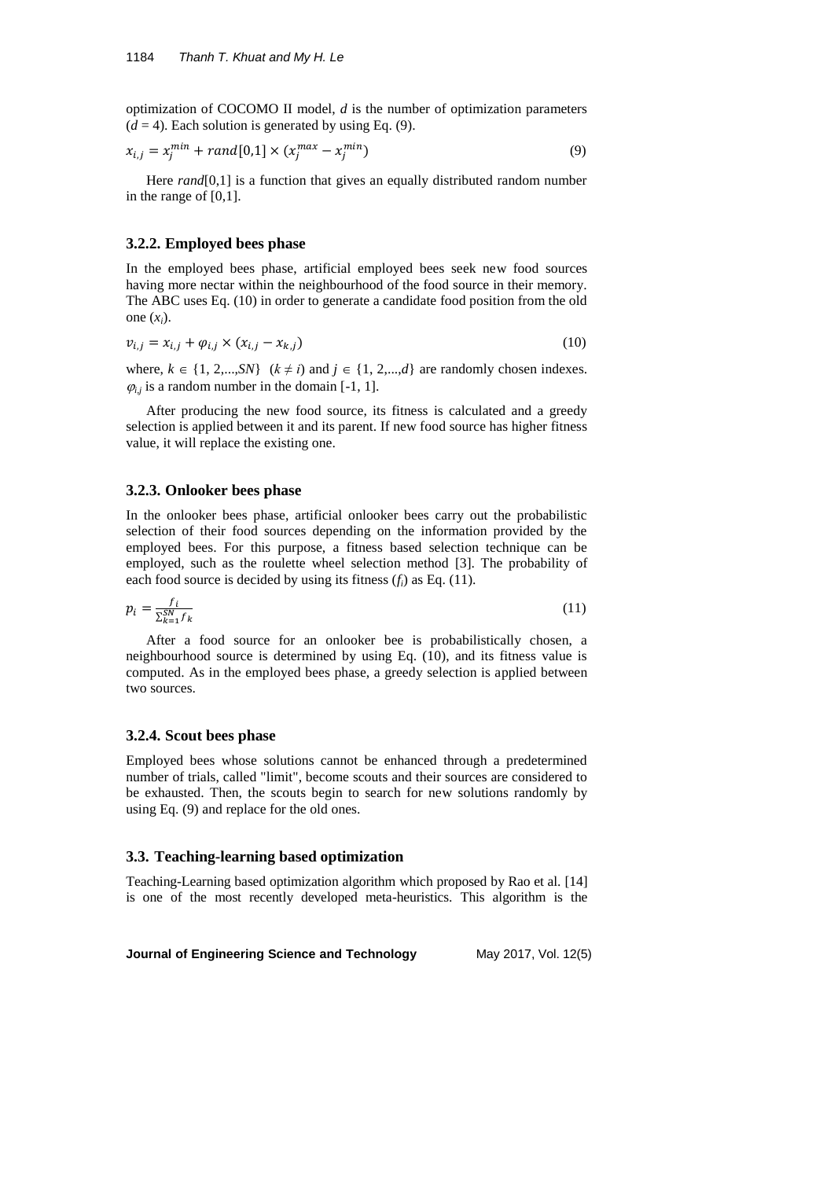optimization of COCOMO II model, $d$ is the number of optimization parameters ($d$ = 4). Each solution is generated by using Eq. (9).

$$x_{i,j} = x_j^{min} + rand[0,1] \times (x_j^{max} - x_j^{min}) \tag{9}$$

Here *rand*[0,1] is a function that gives an equally distributed random number in the range of [0,1].

### 3.2.2. Employed bees phase

In the employed bees phase, artificial employed bees seek new food sources having more nectar within the neighbourhood of the food source in their memory. The ABC uses Eq. (10) in order to generate a candidate food position from the old one ($x_i$).

$$v_{i,j} = x_{i,j} + \varphi_{i,j} \times (x_{i,j} - x_{k,j}) \tag{10}$$

where, $k \in \{1, 2,...,SN\}$ $(k \neq i)$ and $j \in \{1, 2,...,d\}$ are randomly chosen indexes. $\varphi_{i,j}$ is a random number in the domain [-1, 1].

After producing the new food source, its fitness is calculated and a greedy selection is applied between it and its parent. If new food source has higher fitness value, it will replace the existing one.

### 3.2.3. Onlooker bees phase

In the onlooker bees phase, artificial onlooker bees carry out the probabilistic selection of their food sources depending on the information provided by the employed bees. For this purpose, a fitness based selection technique can be employed, such as the roulette wheel selection method [3]. The probability of each food source is decided by using its fitness ($f_i$) as Eq. (11).

$$p_i = \frac{f_i}{\sum_{k=1}^{SN} f_k} \tag{11}$$

After a food source for an onlooker bee is probabilistically chosen, a neighbourhood source is determined by using Eq. (10), and its fitness value is computed. As in the employed bees phase, a greedy selection is applied between two sources.

### 3.2.4. Scout bees phase

Employed bees whose solutions cannot be enhanced through a predetermined number of trials, called "limit", become scouts and their sources are considered to be exhausted. Then, the scouts begin to search for new solutions randomly by using Eq. (9) and replace for the old ones.

## 3.3. Teaching-learning based optimization

Teaching-Learning based optimization algorithm which proposed by Rao et al. [14] is one of the most recently developed meta-heuristics. This algorithm is the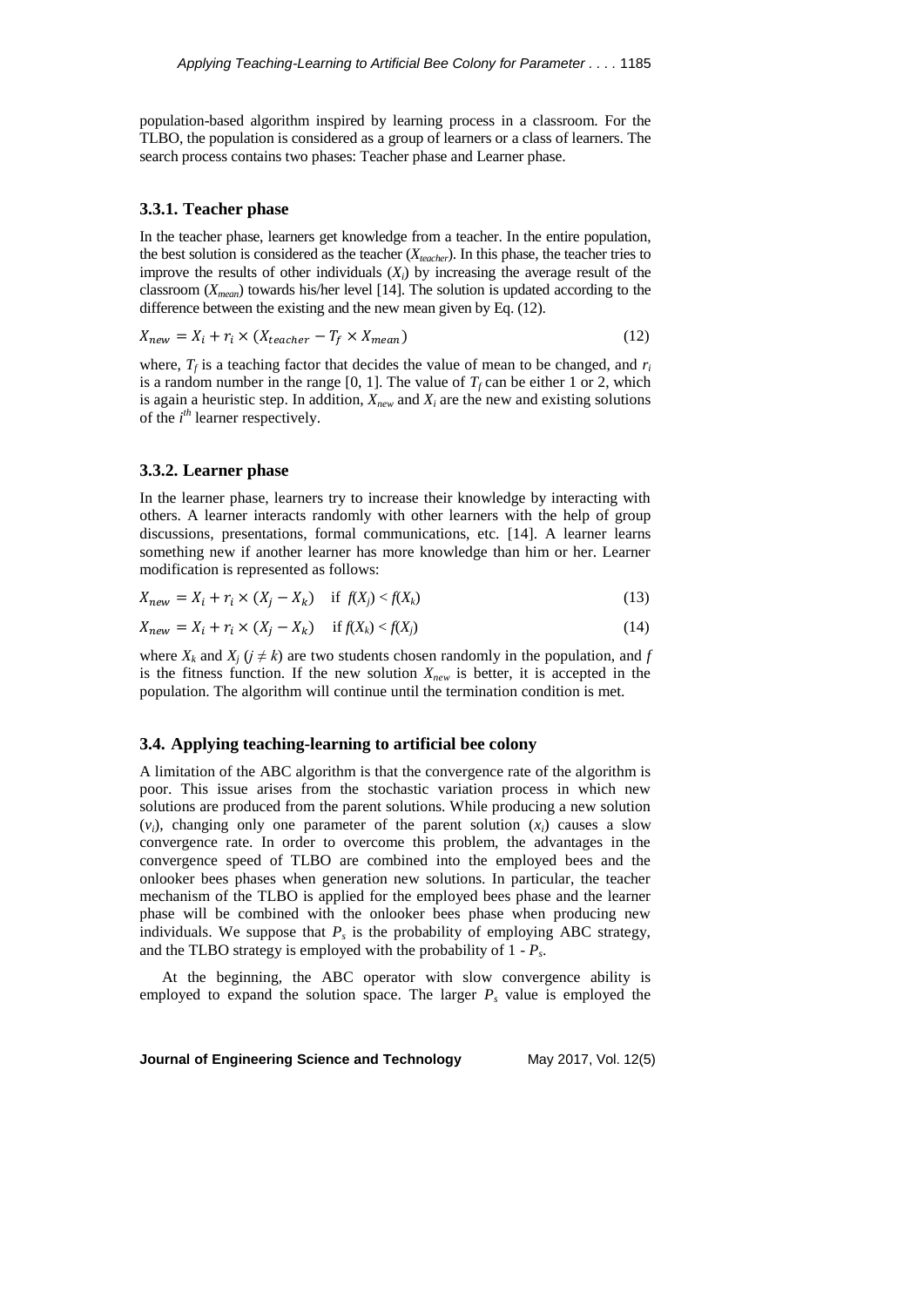population-based algorithm inspired by learning process in a classroom. For the TLBO, the population is considered as a group of learners or a class of learners. The search process contains two phases: Teacher phase and Learner phase.

### 3.3.1. Teacher phase

In the teacher phase, learners get knowledge from a teacher. In the entire population, the best solution is considered as the teacher ($X_{teacher}$). In this phase, the teacher tries to improve the results of other individuals ($X_i$) by increasing the average result of the classroom ($X_{mean}$) towards his/her level [14]. The solution is updated according to the difference between the existing and the new mean given by Eq. (12).

$$X_{new} = X_i + r_i \times (X_{teacher} - T_f \times X_{mean}) \tag{12}$$

where, $T_f$ is a teaching factor that decides the value of mean to be changed, and $r_i$ is a random number in the range [0, 1]. The value of $T_f$ can be either 1 or 2, which is again a heuristic step. In addition, $X_{new}$ and $X_i$ are the new and existing solutions of the $i^{th}$ learner respectively.

### 3.3.2. Learner phase

In the learner phase, learners try to increase their knowledge by interacting with others. A learner interacts randomly with other learners with the help of group discussions, presentations, formal communications, etc. [14]. A learner learns something new if another learner has more knowledge than him or her. Learner modification is represented as follows:

$$X_{new} = X_i + r_i \times (X_j - X_k) \quad \text{if } f(X_j) < f(X_k) \tag{13}$$

$$X_{new} = X_i + r_i \times (X_j - X_k) \quad \text{if } f(X_k) < f(X_j) \tag{14}$$

where $X_k$ and $X_j$ ($j \neq k$) are two students chosen randomly in the population, and $f$ is the fitness function. If the new solution $X_{new}$ is better, it is accepted in the population. The algorithm will continue until the termination condition is met.

## 3.4. Applying teaching-learning to artificial bee colony

A limitation of the ABC algorithm is that the convergence rate of the algorithm is poor. This issue arises from the stochastic variation process in which new solutions are produced from the parent solutions. While producing a new solution ($v_i$), changing only one parameter of the parent solution ($x_i$) causes a slow convergence rate. In order to overcome this problem, the advantages in the convergence speed of TLBO are combined into the employed bees and the onlooker bees phases when generation new solutions. In particular, the teacher mechanism of the TLBO is applied for the employed bees phase and the learner phase will be combined with the onlooker bees phase when producing new individuals. We suppose that $P_s$ is the probability of employing ABC strategy, and the TLBO strategy is employed with the probability of 1 - $P_s$.

At the beginning, the ABC operator with slow convergence ability is employed to expand the solution space. The larger $P_s$ value is employed the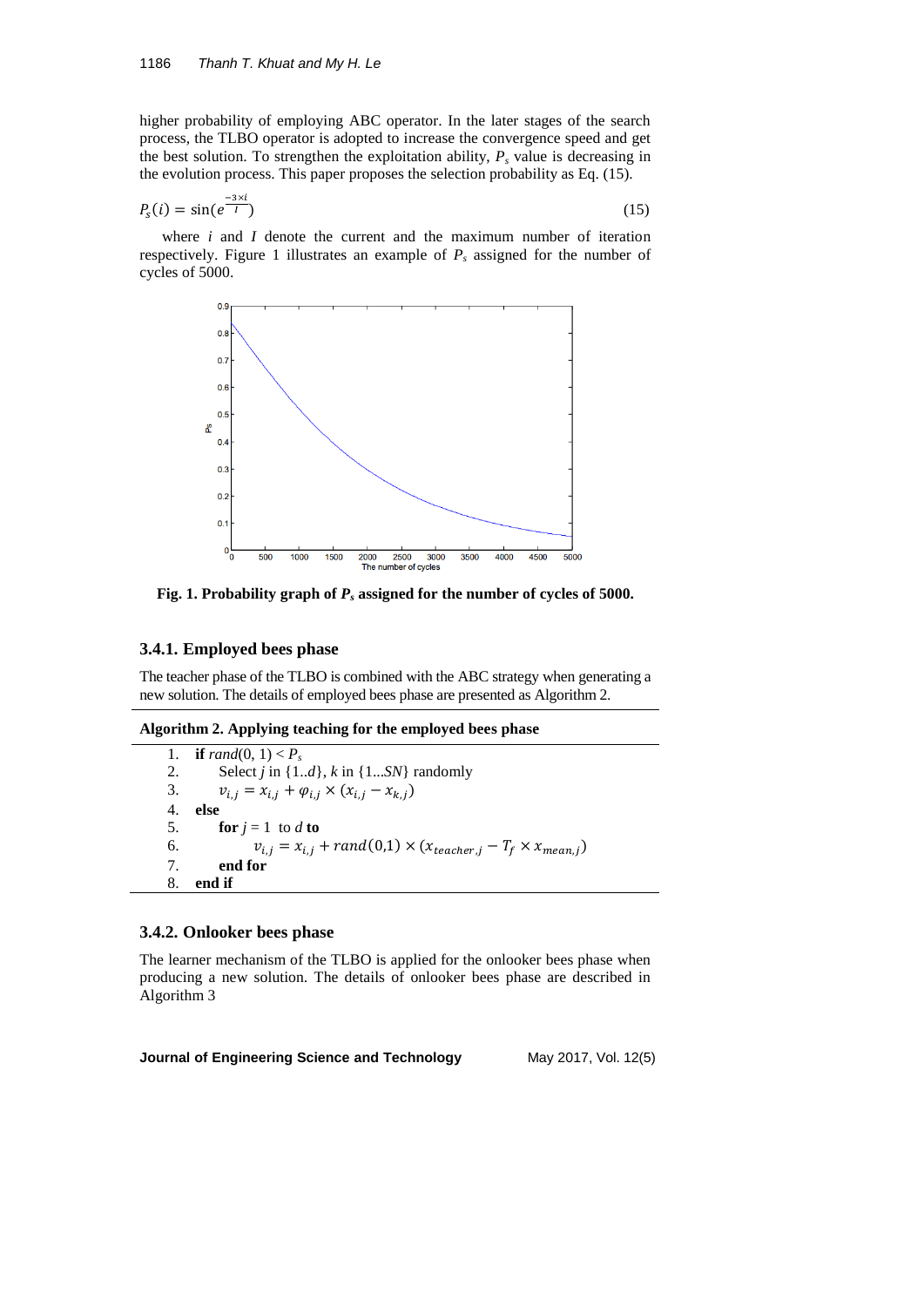higher probability of employing ABC operator. In the later stages of the search process, the TLBO operator is adopted to increase the convergence speed and get the best solution. To strengthen the exploitation ability, $P_s$ value is decreasing in the evolution process. This paper proposes the selection probability as Eq. (15).

$$P_s(i) = \sin(e^{\frac{-3\times i}{I}}) \tag{15}$$

where $i$ and $I$ denote the current and the maximum number of iteration respectively. Figure 1 illustrates an example of $P_s$ assigned for the number of cycles of 5000.

**Fig. 1. Probability graph of $P_s$ assigned for the number of cycles of 5000.**

### 3.4.1. Employed bees phase

The teacher phase of the TLBO is combined with the ABC strategy when generating a new solution. The details of employed bees phase are presented as Algorithm 2.

**Algorithm 2. Applying teaching for the employed bees phase**

1. **if** $rand(0, 1) < P_s$
2. Select $j$ in {1..$d$}, $k$ in {1...$SN$} randomly
3. $v_{i,j} = x_{i,j} + \varphi_{i,j} \times (x_{i,j} - x_{k,j})$
4. **else**
5. **for** $j = 1$ to $d$ **to**
6. $v_{i,j} = x_{i,j} + rand(0,1) \times (x_{teacher,j} - T_f \times x_{mean,j})$
7. **end for**
8. **end if**

### 3.4.2. Onlooker bees phase

The learner mechanism of the TLBO is applied for the onlooker bees phase when producing a new solution. The details of onlooker bees phase are described in Algorithm 3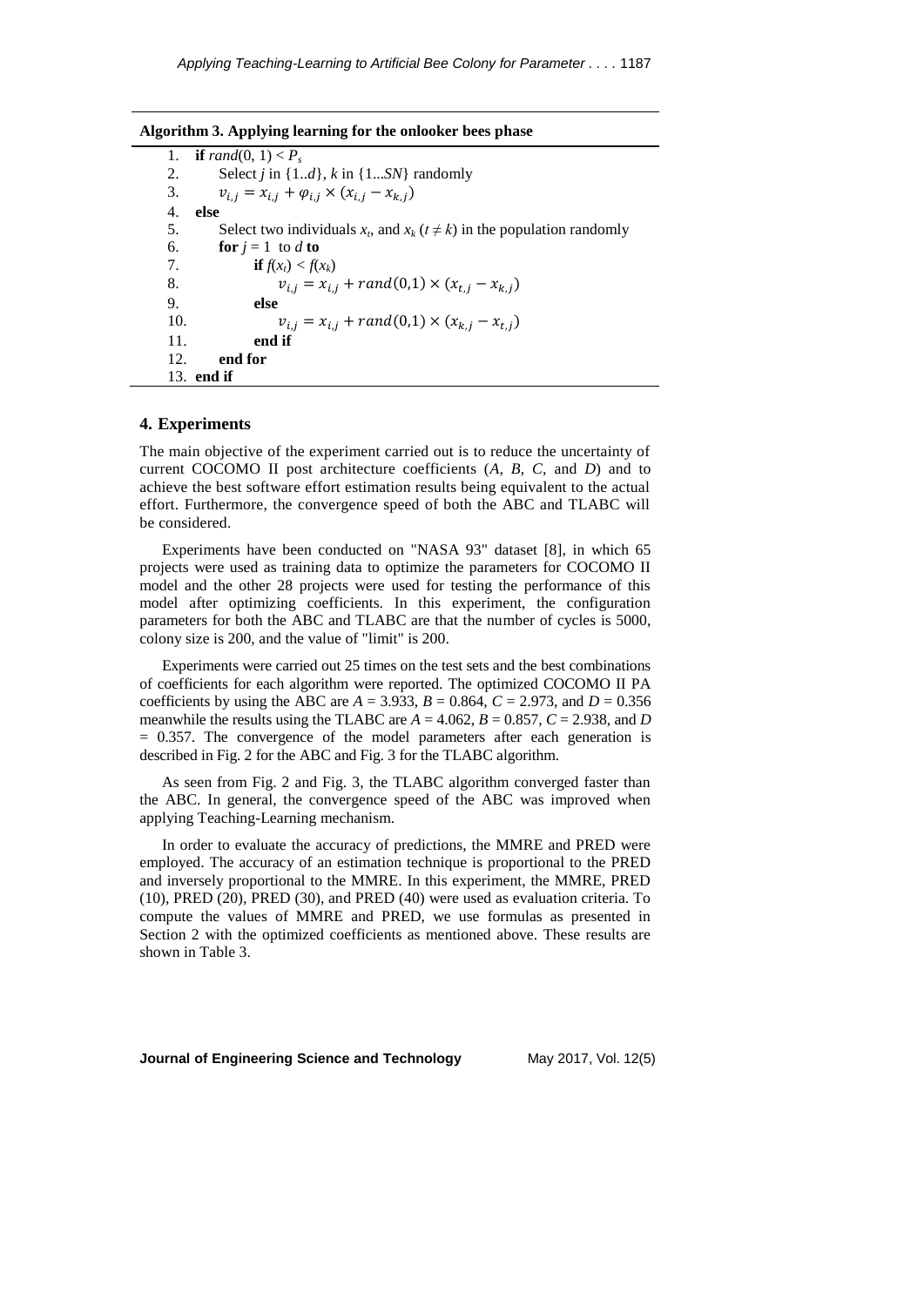**Algorithm 3. Applying learning for the onlooker bees phase**

```
1.  if rand(0, 1) < P_s
2.      Select j in {1..d}, k in {1...SN} randomly
3.      v_{i,j} = x_{i,j} + φ_{i,j} × (x_{i,j} − x_{k,j})
4.  else
5.      Select two individuals x_t, and x_k (t ≠ k) in the population randomly
6.      for j = 1  to d to
7.          if f(x_t) < f(x_k)
8.              v_{i,j} = x_{i,j} + rand(0,1) × (x_{t,j} − x_{k,j})
9.          else
10.             v_{i,j} = x_{i,j} + rand(0,1) × (x_{k,j} − x_{t,j})
11.         end if
12.     end for
13. end if
```

## 4. Experiments

The main objective of the experiment carried out is to reduce the uncertainty of current COCOMO II post architecture coefficients (*A*, *B*, *C*, and *D*) and to achieve the best software effort estimation results being equivalent to the actual effort. Furthermore, the convergence speed of both the ABC and TLABC will be considered.

Experiments have been conducted on "NASA 93" dataset [8], in which 65 projects were used as training data to optimize the parameters for COCOMO II model and the other 28 projects were used for testing the performance of this model after optimizing coefficients. In this experiment, the configuration parameters for both the ABC and TLABC are that the number of cycles is 5000, colony size is 200, and the value of "limit" is 200.

Experiments were carried out 25 times on the test sets and the best combinations of coefficients for each algorithm were reported. The optimized COCOMO II PA coefficients by using the ABC are $A = 3.933$, $B = 0.864$, $C = 2.973$, and $D = 0.356$ meanwhile the results using the TLABC are $A = 4.062$, $B = 0.857$, $C = 2.938$, and $D = 0.357$. The convergence of the model parameters after each generation is described in Fig. 2 for the ABC and Fig. 3 for the TLABC algorithm.

As seen from Fig. 2 and Fig. 3, the TLABC algorithm converged faster than the ABC. In general, the convergence speed of the ABC was improved when applying Teaching-Learning mechanism.

In order to evaluate the accuracy of predictions, the MMRE and PRED were employed. The accuracy of an estimation technique is proportional to the PRED and inversely proportional to the MMRE. In this experiment, the MMRE, PRED (10), PRED (20), PRED (30), and PRED (40) were used as evaluation criteria. To compute the values of MMRE and PRED, we use formulas as presented in Section 2 with the optimized coefficients as mentioned above. These results are shown in Table 3.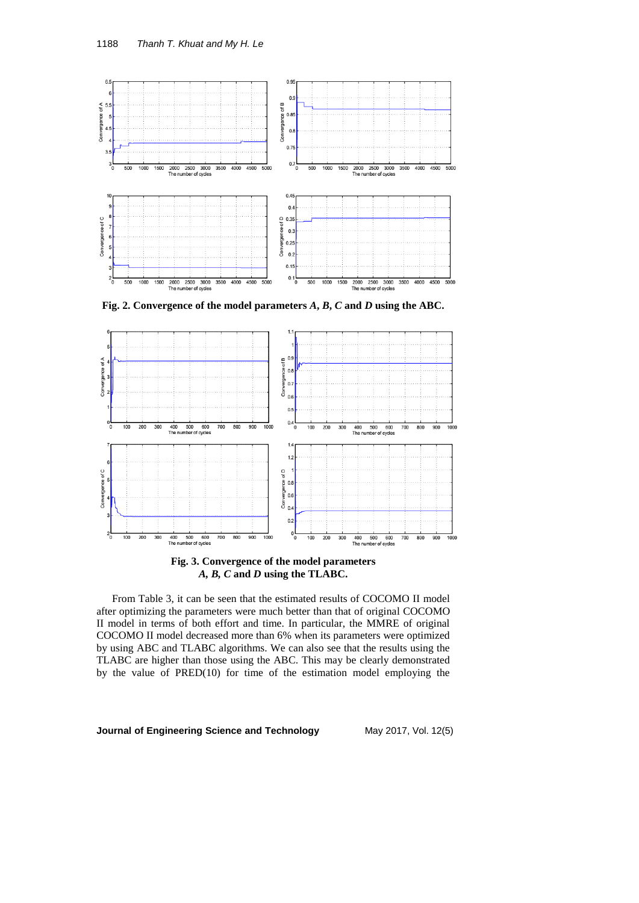**Fig. 2. Convergence of the model parameters *A*, *B*, *C* and *D* using the ABC.**

**Fig. 3. Convergence of the model parameters *A*, *B*, *C* and *D* using the TLABC.**

From Table 3, it can be seen that the estimated results of COCOMO II model after optimizing the parameters were much better than that of original COCOMO II model in terms of both effort and time. In particular, the MMRE of original COCOMO II model decreased more than 6% when its parameters were optimized by using ABC and TLABC algorithms. We can also see that the results using the TLABC are higher than those using the ABC. This may be clearly demonstrated by the value of PRED(10) for time of the estimation model employing the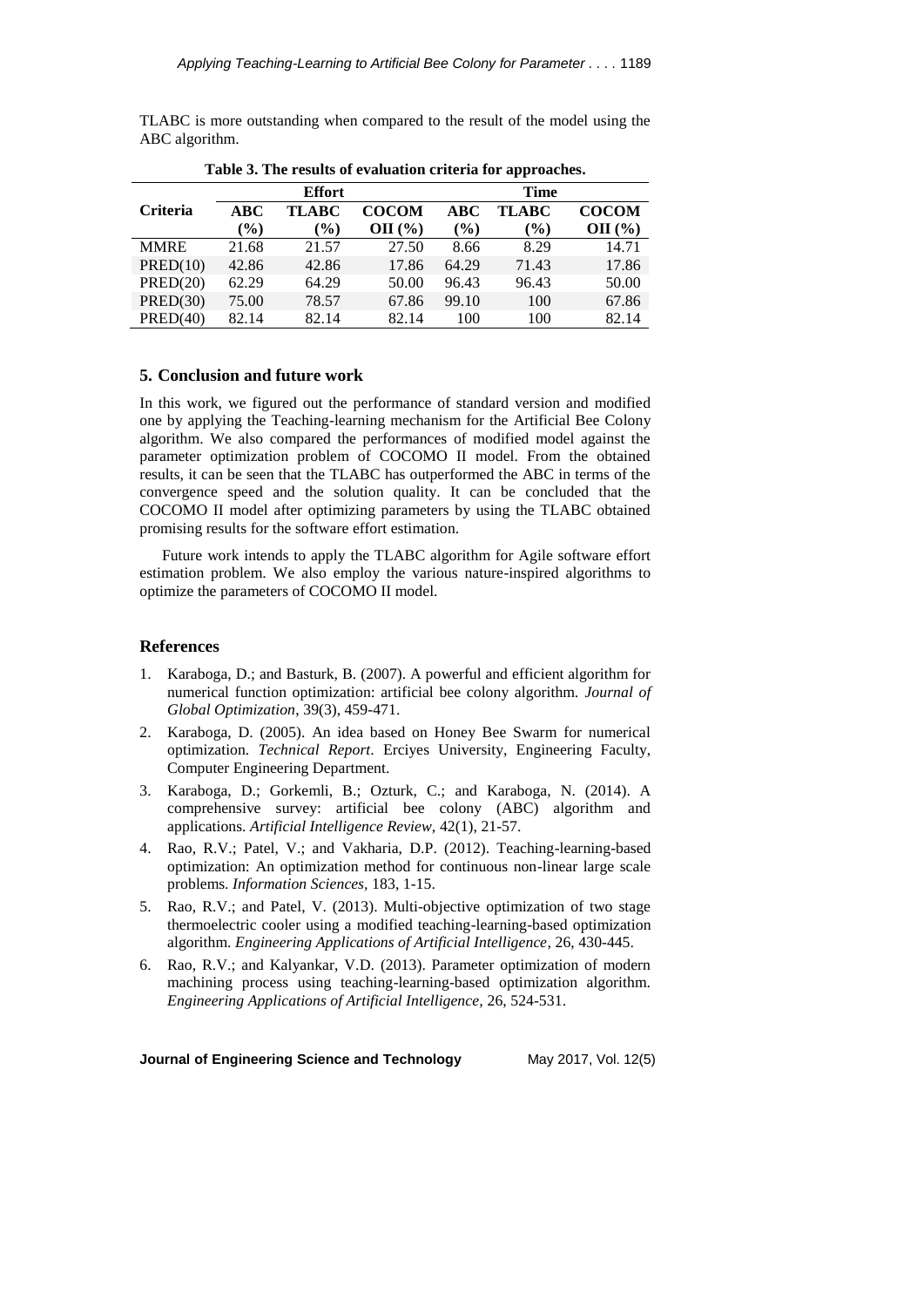TLABC is more outstanding when compared to the result of the model using the ABC algorithm.

**Table 3. The results of evaluation criteria for approaches.**

| Criteria | Effort | | | Time | | |
|---|---|---|---|---|---|---|
| | **ABC (%)** | **TLABC (%)** | **COCOM OII (%)** | **ABC (%)** | **TLABC (%)** | **COCOM OII (%)** |
| MMRE | 21.68 | 21.57 | 27.50 | 8.66 | 8.29 | 14.71 |
| PRED(10) | 42.86 | 42.86 | 17.86 | 64.29 | 71.43 | 17.86 |
| PRED(20) | 62.29 | 64.29 | 50.00 | 96.43 | 96.43 | 50.00 |
| PRED(30) | 75.00 | 78.57 | 67.86 | 99.10 | 100 | 67.86 |
| PRED(40) | 82.14 | 82.14 | 82.14 | 100 | 100 | 82.14 |

## 5. Conclusion and future work

In this work, we figured out the performance of standard version and modified one by applying the Teaching-learning mechanism for the Artificial Bee Colony algorithm. We also compared the performances of modified model against the parameter optimization problem of COCOMO II model. From the obtained results, it can be seen that the TLABC has outperformed the ABC in terms of the convergence speed and the solution quality. It can be concluded that the COCOMO II model after optimizing parameters by using the TLABC obtained promising results for the software effort estimation.

Future work intends to apply the TLABC algorithm for Agile software effort estimation problem. We also employ the various nature-inspired algorithms to optimize the parameters of COCOMO II model.

## References

1. Karaboga, D.; and Basturk, B. (2007). A powerful and efficient algorithm for numerical function optimization: artificial bee colony algorithm. *Journal of Global Optimization*, 39(3), 459-471.
2. Karaboga, D. (2005). An idea based on Honey Bee Swarm for numerical optimization. *Technical Report*. Erciyes University, Engineering Faculty, Computer Engineering Department.
3. Karaboga, D.; Gorkemli, B.; Ozturk, C.; and Karaboga, N. (2014). A comprehensive survey: artificial bee colony (ABC) algorithm and applications. *Artificial Intelligence Review*, 42(1), 21-57.
4. Rao, R.V.; Patel, V.; and Vakharia, D.P. (2012). Teaching-learning-based optimization: An optimization method for continuous non-linear large scale problems. *Information Sciences*, 183, 1-15.
5. Rao, R.V.; and Patel, V. (2013). Multi-objective optimization of two stage thermoelectric cooler using a modified teaching-learning-based optimization algorithm. *Engineering Applications of Artificial Intelligence*, 26, 430-445.
6. Rao, R.V.; and Kalyankar, V.D. (2013). Parameter optimization of modern machining process using teaching-learning-based optimization algorithm. *Engineering Applications of Artificial Intelligence*, 26, 524-531.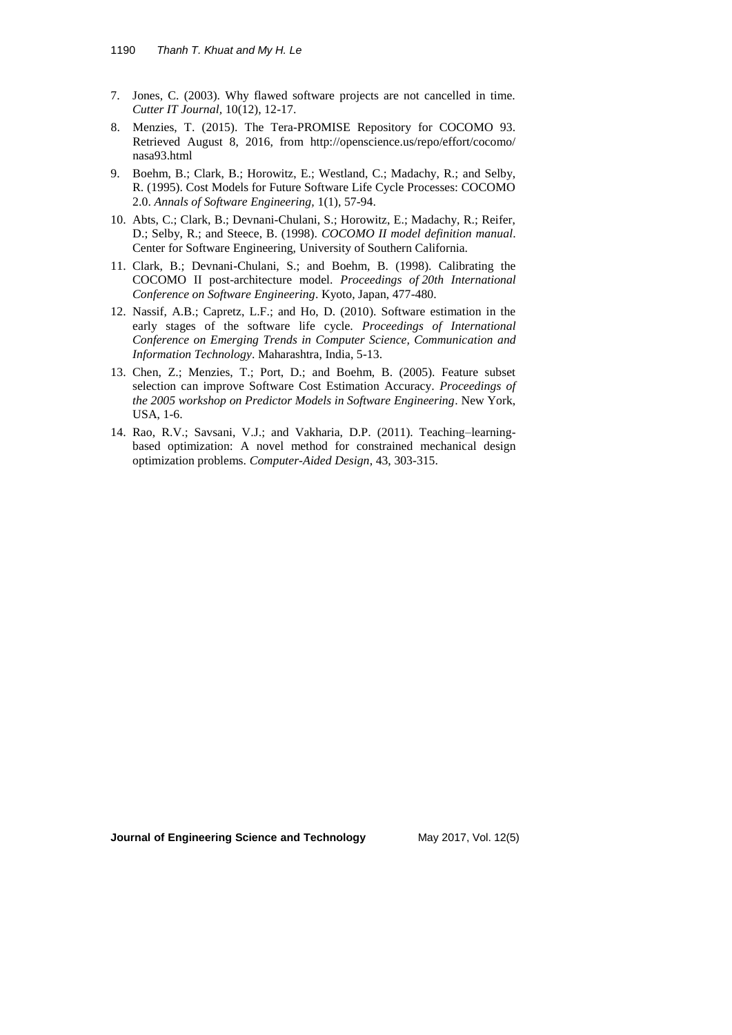7. Jones, C. (2003). Why flawed software projects are not cancelled in time. *Cutter IT Journal*, 10(12), 12-17.
8. Menzies, T. (2015). The Tera-PROMISE Repository for COCOMO 93. Retrieved August 8, 2016, from http://openscience.us/repo/effort/cocomo/nasa93.html
9. Boehm, B.; Clark, B.; Horowitz, E.; Westland, C.; Madachy, R.; and Selby, R. (1995). Cost Models for Future Software Life Cycle Processes: COCOMO 2.0. *Annals of Software Engineering*, 1(1), 57-94.
10. Abts, C.; Clark, B.; Devnani-Chulani, S.; Horowitz, E.; Madachy, R.; Reifer, D.; Selby, R.; and Steece, B. (1998). *COCOMO II model definition manual*. Center for Software Engineering, University of Southern California.
11. Clark, B.; Devnani-Chulani, S.; and Boehm, B. (1998). Calibrating the COCOMO II post-architecture model. *Proceedings of 20th International Conference on Software Engineering*. Kyoto, Japan, 477-480.
12. Nassif, A.B.; Capretz, L.F.; and Ho, D. (2010). Software estimation in the early stages of the software life cycle. *Proceedings of International Conference on Emerging Trends in Computer Science, Communication and Information Technology*. Maharashtra, India, 5-13.
13. Chen, Z.; Menzies, T.; Port, D.; and Boehm, B. (2005). Feature subset selection can improve Software Cost Estimation Accuracy. *Proceedings of the 2005 workshop on Predictor Models in Software Engineering*. New York, USA, 1-6.
14. Rao, R.V.; Savsani, V.J.; and Vakharia, D.P. (2011). Teaching–learning-based optimization: A novel method for constrained mechanical design optimization problems. *Computer-Aided Design*, 43, 303-315.